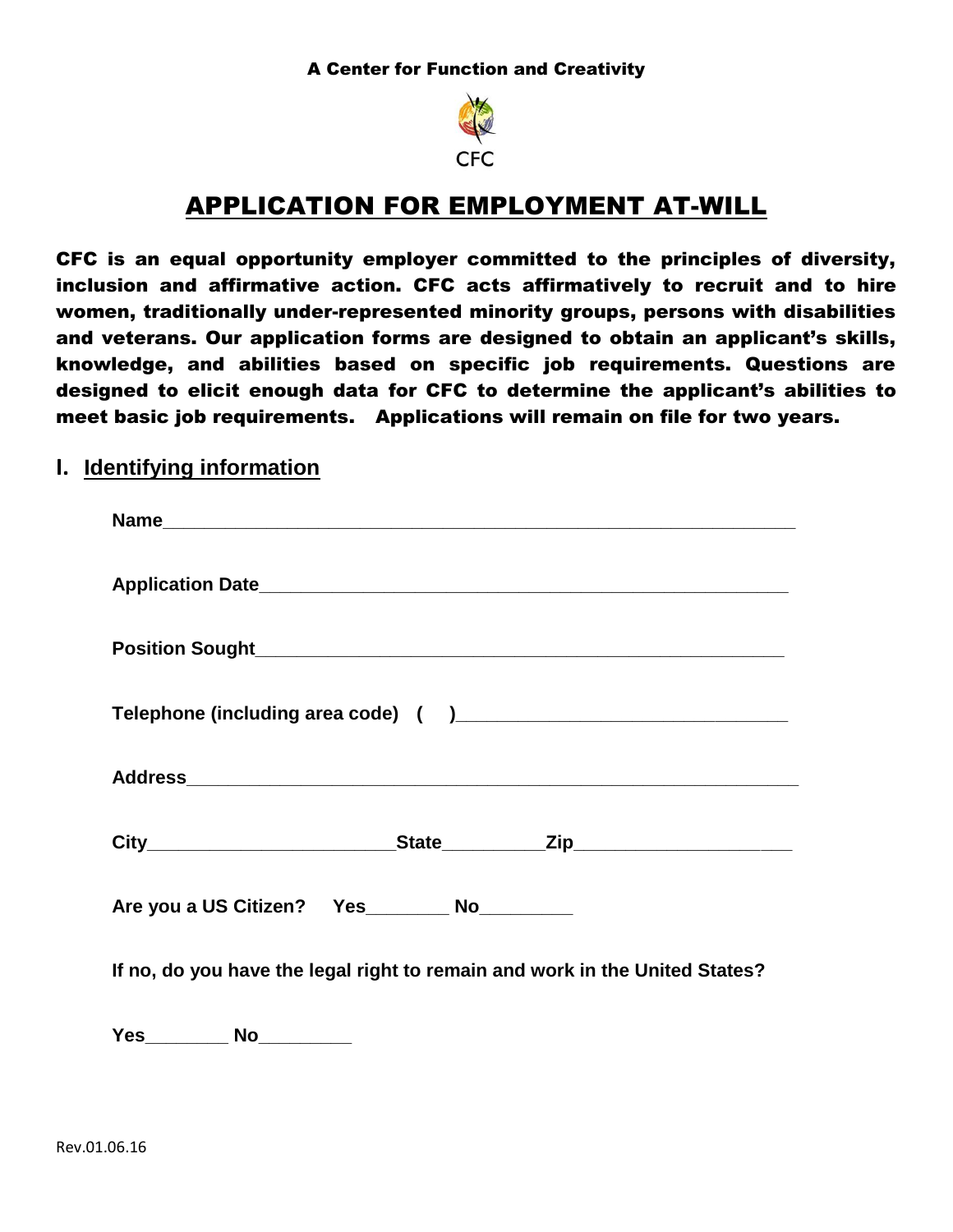A Center for Function and Creativity

CFC

# APPLICATION FOR EMPLOYMENT AT-WILL

**CFC is an equal opportunity employer committed to the principles of diversity, inclusion and affirmative action. CFC acts affirmatively to recruit and to hire women, traditionally under-represented minority groups, persons with disabilities and veterans. Our application forms are designed to obtain an applicant's skills, knowledge, and abilities based on specific job requirements. Questions are designed to elicit enough data for CFC to determine the applicant's abilities to meet basic job requirements. Applications will remain on file for two years.**

## I. Identifying information

**Name**_______________________________________________________________

**Application Date**_____________________________________________________

**Position Sought**_____________________________________________________

**Telephone (including area code) ( )**______________________________

**Address**_____________________________________________________________

**City**______________________**State**_________**Zip**___________________

**Are you a US Citizen? Yes**________ **No**_________

**If no, do you have the legal right to remain and work in the United States?**

**Yes**________ **No**_________

Rev.01.06.16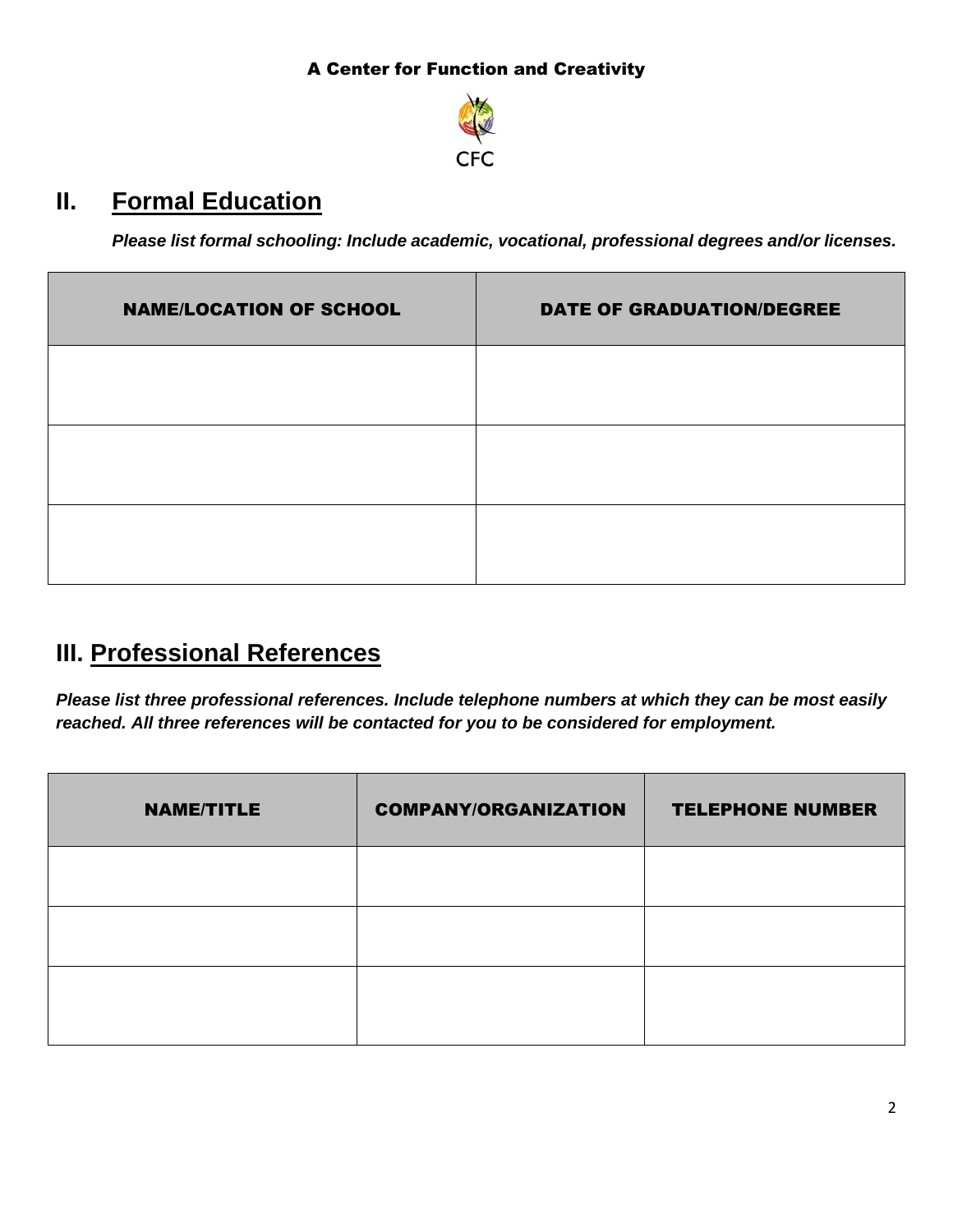## II. Formal Education

***Please list formal schooling: Include academic, vocational, professional degrees and/or licenses.***

| NAME/LOCATION OF SCHOOL | DATE OF GRADUATION/DEGREE |
|---|---|
| | |
| | |
| | |

## III. Professional References

***Please list three professional references. Include telephone numbers at which they can be most easily reached. All three references will be contacted for you to be considered for employment.***

| NAME/TITLE | COMPANY/ORGANIZATION | TELEPHONE NUMBER |
|---|---|---|
| | | |
| | | |
| | | |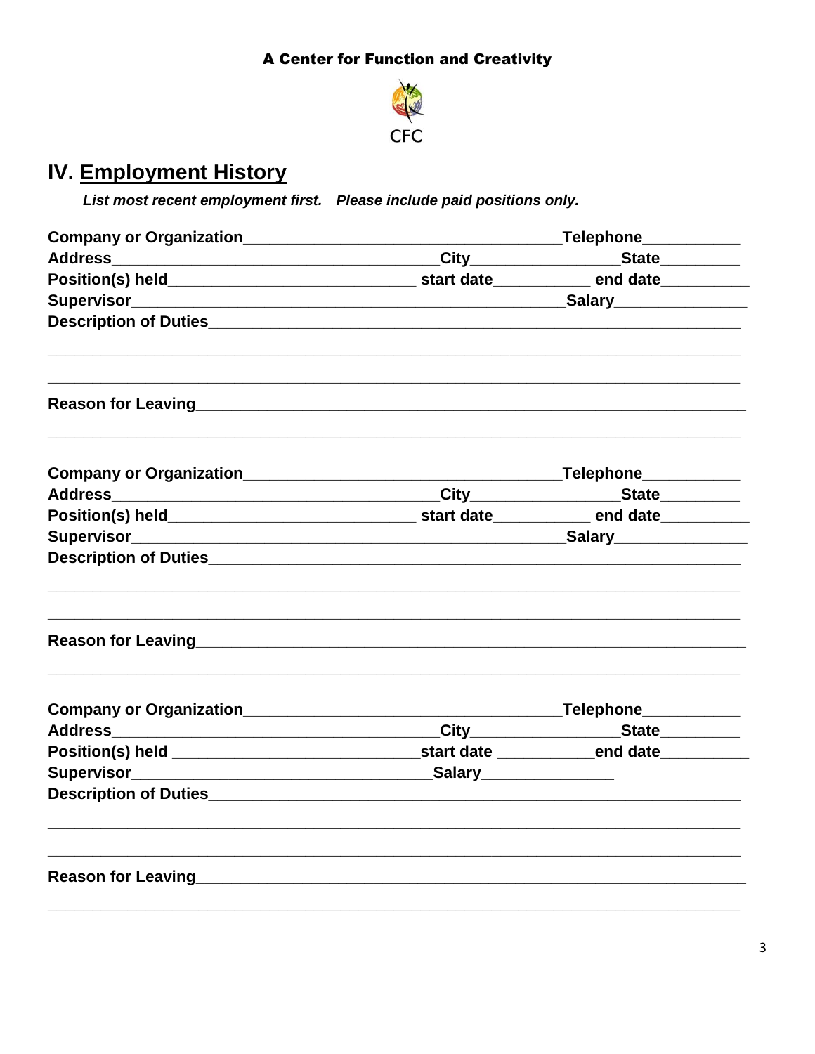**A Center for Function and Creativity**

CFC

# IV. Employment History

***List most recent employment first. Please include paid positions only.***

**Company or Organization**______________________________________**Telephone**___________
**Address**______________________________________**City**_________________**State**_________
**Position(s) held**____________________________ **start date**___________ **end date**__________
**Supervisor**____________________________________________________**Salary**_______________
**Description of Duties**_____________________________________________________________________

______________________________________________________________________________________________

______________________________________________________________________________________________

**Reason for Leaving**_______________________________________________________________________

______________________________________________________________________________________________

**Company or Organization**______________________________________**Telephone**___________
**Address**______________________________________**City**_________________**State**_________
**Position(s) held**____________________________ **start date**___________ **end date**__________
**Supervisor**____________________________________________________**Salary**_______________
**Description of Duties**_____________________________________________________________________

______________________________________________________________________________________________

______________________________________________________________________________________________

**Reason for Leaving**_______________________________________________________________________

______________________________________________________________________________________________

**Company or Organization**______________________________________**Telephone**___________
**Address**______________________________________**City**_________________**State**_________
**Position(s) held** ____________________________**start date** ___________**end date**__________
**Supervisor**___________________________________**Salary**_______________
**Description of Duties**_____________________________________________________________________

______________________________________________________________________________________________

______________________________________________________________________________________________

**Reason for Leaving**_______________________________________________________________________

______________________________________________________________________________________________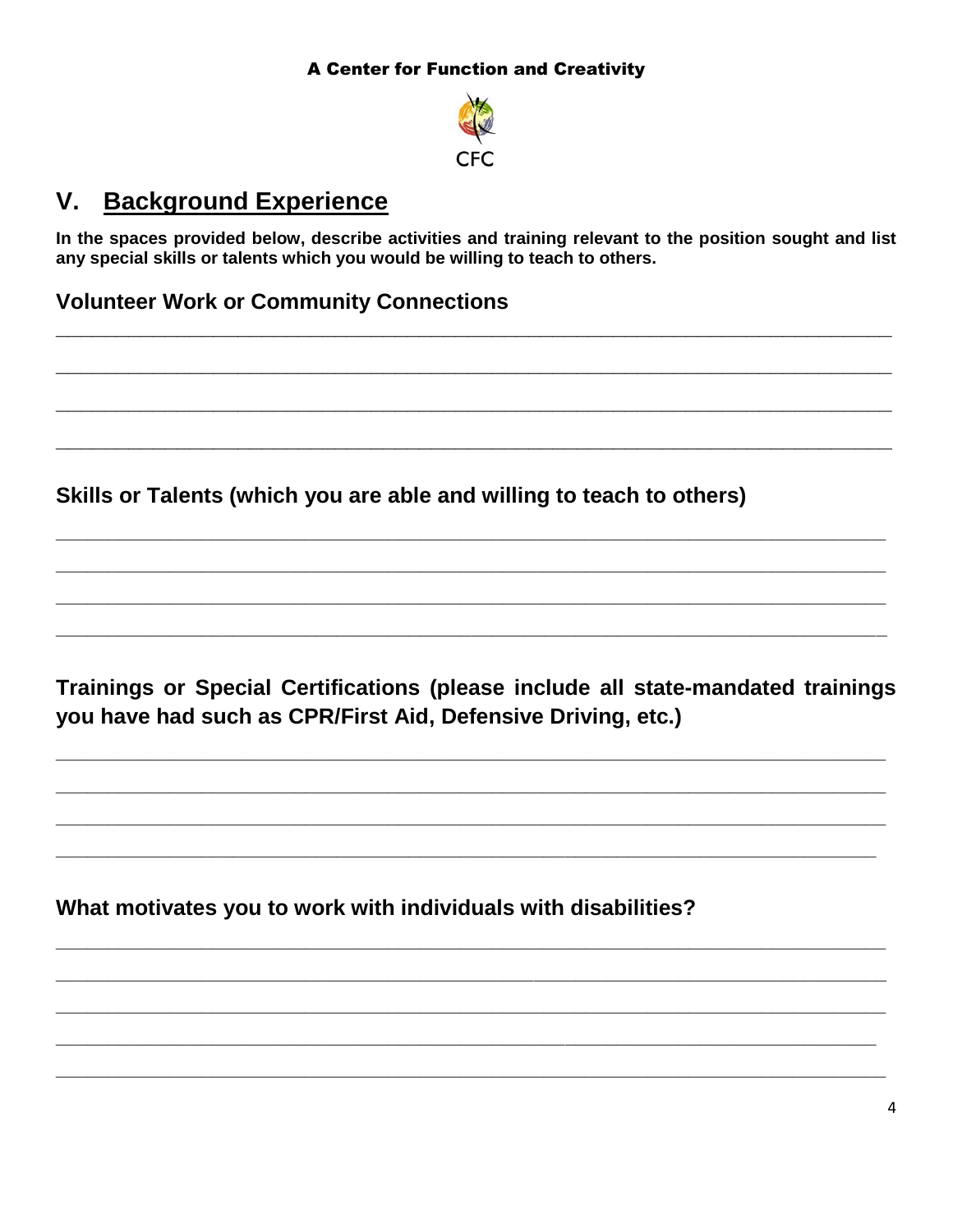**A Center for Function and Creativity**

CFC

## V. Background Experience

**In the spaces provided below, describe activities and training relevant to the position sought and list any special skills or talents which you would be willing to teach to others.**

### Volunteer Work or Community Connections

______________________________________________________________________________

______________________________________________________________________________

______________________________________________________________________________

______________________________________________________________________________

### Skills or Talents (which you are able and willing to teach to others)

______________________________________________________________________________

______________________________________________________________________________

______________________________________________________________________________

______________________________________________________________________________

### Trainings or Special Certifications (please include all state-mandated trainings you have had such as CPR/First Aid, Defensive Driving, etc.)

______________________________________________________________________________

______________________________________________________________________________

______________________________________________________________________________

______________________________________________________________________________

### What motivates you to work with individuals with disabilities?

______________________________________________________________________________

______________________________________________________________________________

______________________________________________________________________________

______________________________________________________________________________

______________________________________________________________________________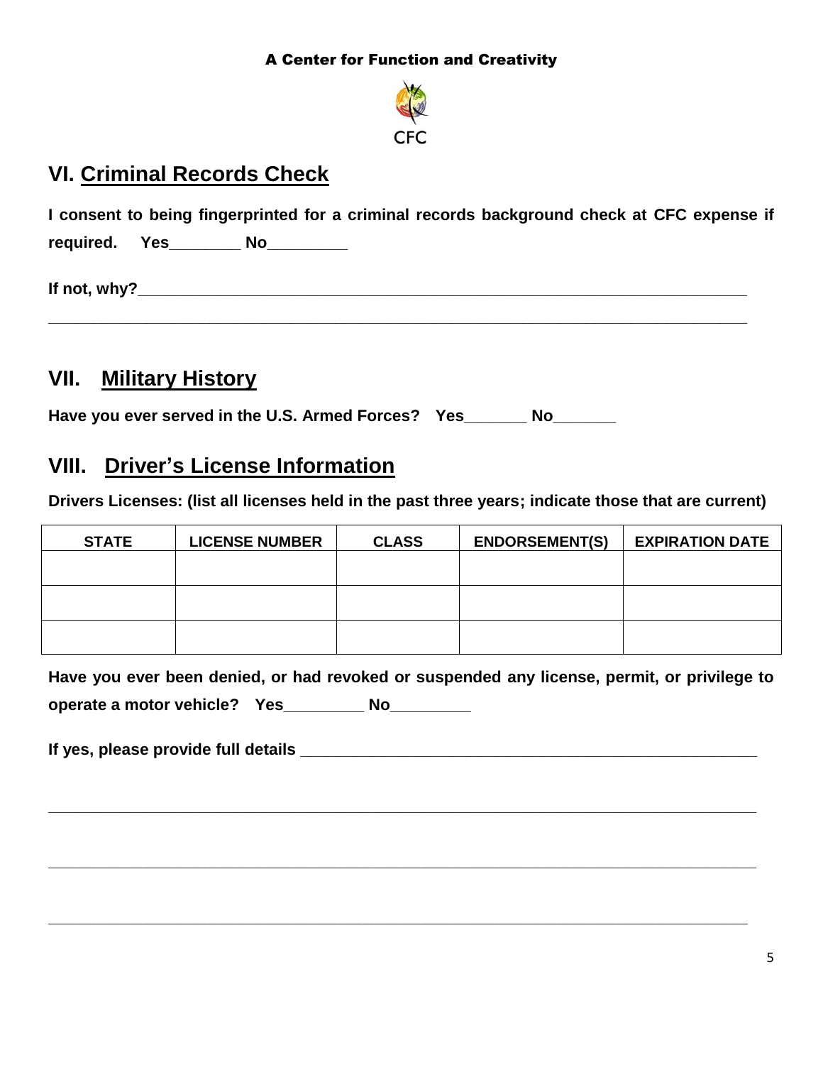A Center for Function and Creativity

CFC

## VI. Criminal Records Check

**I consent to being fingerprinted for a criminal records background check at CFC expense if required. Yes________ No_________**

**If not, why?**___________________________________________________________________________

_____________________________________________________________________________________

## VII. Military History

**Have you ever served in the U.S. Armed Forces? Yes_______ No_______**

## VIII. Driver's License Information

**Drivers Licenses: (list all licenses held in the past three years; indicate those that are current)**

| STATE | LICENSE NUMBER | CLASS | ENDORSEMENT(S) | EXPIRATION DATE |
|---|---|---|---|---|
| | | | | |
| | | | | |
| | | | | |

**Have you ever been denied, or had revoked or suspended any license, permit, or privilege to operate a motor vehicle? Yes_________ No_________**

**If yes, please provide full details** _______________________________________________________

_____________________________________________________________________________________

_____________________________________________________________________________________

_____________________________________________________________________________________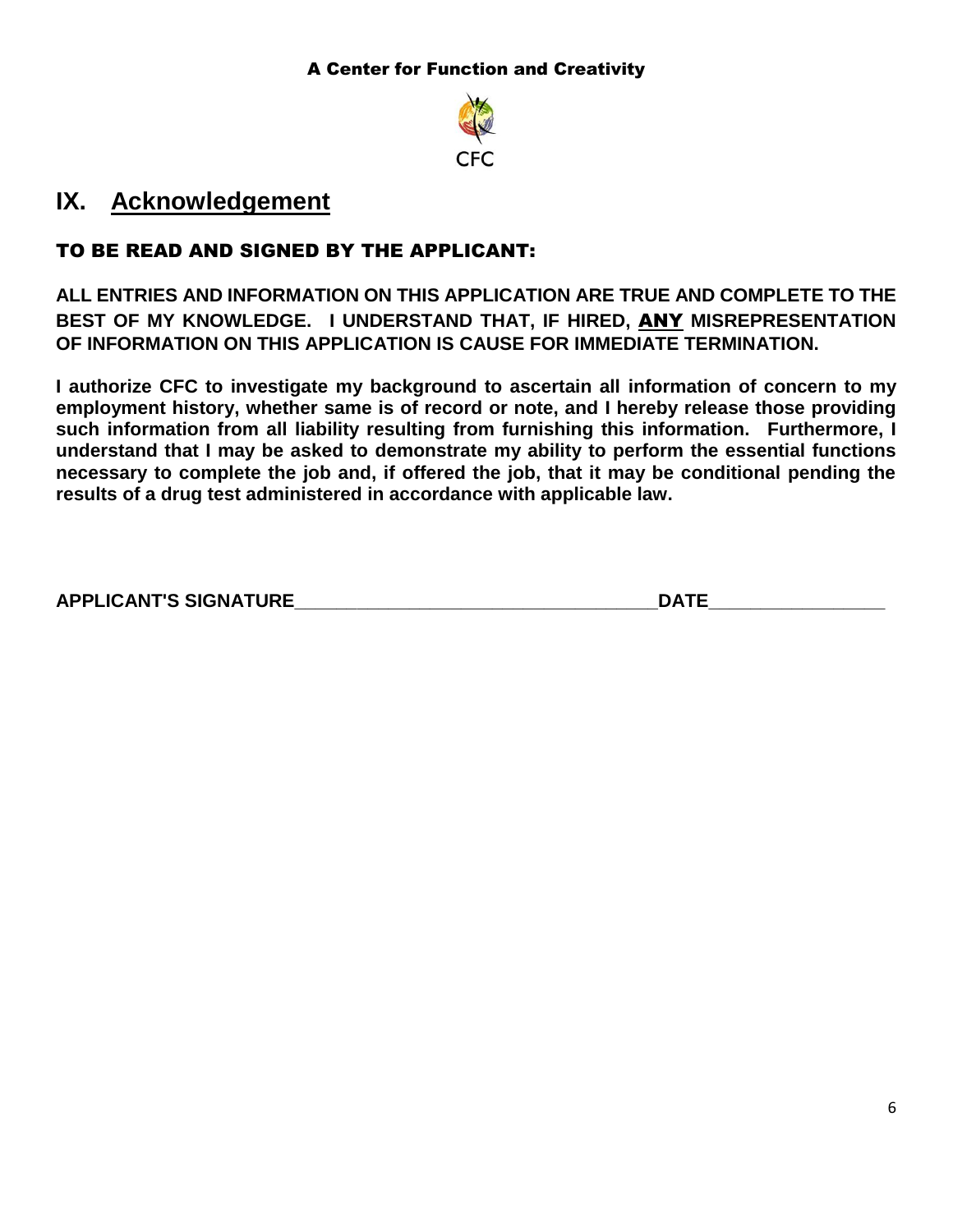A Center for Function and Creativity

CFC

## IX. Acknowledgement

**TO BE READ AND SIGNED BY THE APPLICANT:**

**ALL ENTRIES AND INFORMATION ON THIS APPLICATION ARE TRUE AND COMPLETE TO THE BEST OF MY KNOWLEDGE. I UNDERSTAND THAT, IF HIRED, ANY MISREPRESENTATION OF INFORMATION ON THIS APPLICATION IS CAUSE FOR IMMEDIATE TERMINATION.**

**I authorize CFC to investigate my background to ascertain all information of concern to my employment history, whether same is of record or note, and I hereby release those providing such information from all liability resulting from furnishing this information. Furthermore, I understand that I may be asked to demonstrate my ability to perform the essential functions necessary to complete the job and, if offered the job, that it may be conditional pending the results of a drug test administered in accordance with applicable law.**

**APPLICANT'S SIGNATURE**___________________________________**DATE**_________________